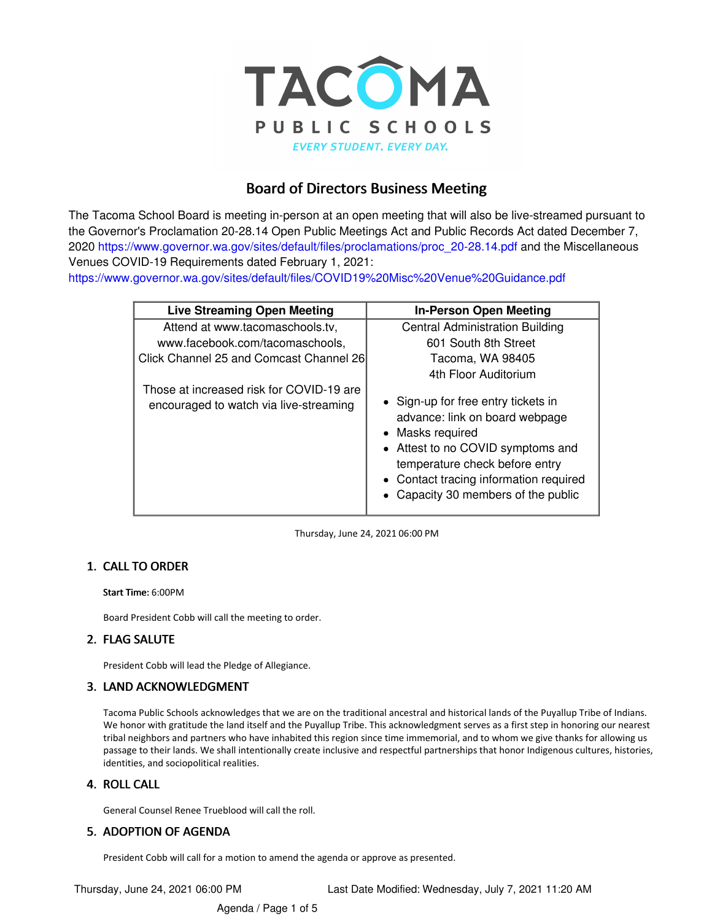TACOMA PUBLIC SCHOOLS

EVERY STUDENT. EVERY DAY.

# Board of Directors Business Meeting

The Tacoma School Board is meeting in-person at an open meeting that will also be live-streamed pursuant to the Governor's Proclamation 20-28.14 Open Public Meetings Act and Public Records Act dated December 7, 2020 https://www.governor.wa.gov/sites/default/files/proclamations/proc_20-28.14.pdf and the Miscellaneous Venues COVID-19 Requirements dated February 1, 2021: https://www.governor.wa.gov/sites/default/files/COVID19%20Misc%20Venue%20Guidance.pdf

| Live Streaming Open Meeting | In-Person Open Meeting |
|---|---|
| Attend at www.tacomaschools.tv, www.facebook.com/tacomaschools, Click Channel 25 and Comcast Channel 26<br><br>Those at increased risk for COVID-19 are encouraged to watch via live-streaming | Central Administration Building<br>601 South 8th Street<br>Tacoma, WA 98405<br>4th Floor Auditorium<br><br>• Sign-up for free entry tickets in advance: link on board webpage<br>• Masks required<br>• Attest to no COVID symptoms and temperature check before entry<br>• Contact tracing information required<br>• Capacity 30 members of the public |

Thursday, June 24, 2021 06:00 PM

## 1. CALL TO ORDER

**Start Time:** 6:00PM

Board President Cobb will call the meeting to order.

## 2. FLAG SALUTE

President Cobb will lead the Pledge of Allegiance.

## 3. LAND ACKNOWLEDGMENT

Tacoma Public Schools acknowledges that we are on the traditional ancestral and historical lands of the Puyallup Tribe of Indians. We honor with gratitude the land itself and the Puyallup Tribe. This acknowledgment serves as a first step in honoring our nearest tribal neighbors and partners who have inhabited this region since time immemorial, and to whom we give thanks for allowing us passage to their lands. We shall intentionally create inclusive and respectful partnerships that honor Indigenous cultures, histories, identities, and sociopolitical realities.

## 4. ROLL CALL

General Counsel Renee Trueblood will call the roll.

## 5. ADOPTION OF AGENDA

President Cobb will call for a motion to amend the agenda or approve as presented.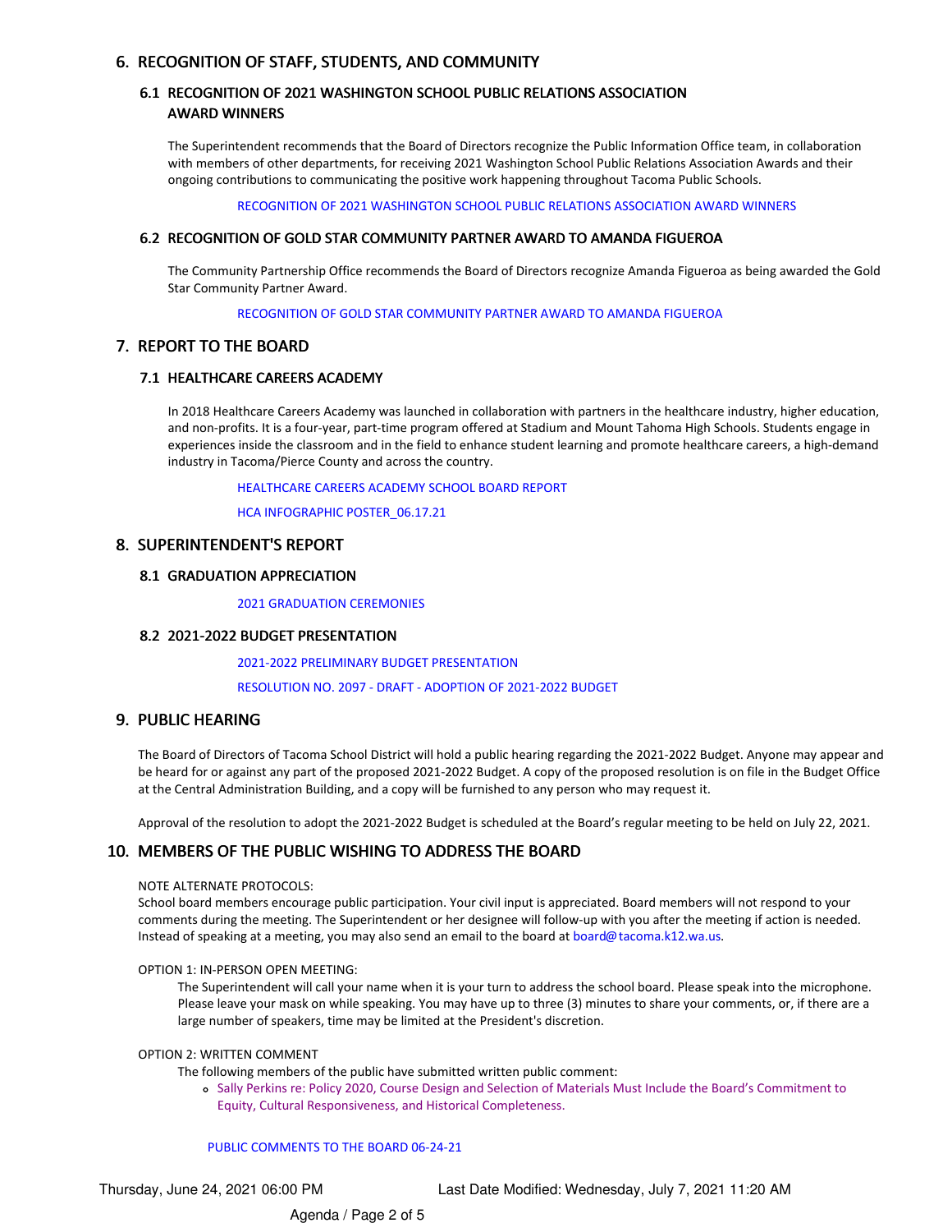## 6. RECOGNITION OF STAFF, STUDENTS, AND COMMUNITY

### 6.1 RECOGNITION OF 2021 WASHINGTON SCHOOL PUBLIC RELATIONS ASSOCIATION AWARD WINNERS

The Superintendent recommends that the Board of Directors recognize the Public Information Office team, in collaboration with members of other departments, for receiving 2021 Washington School Public Relations Association Awards and their ongoing contributions to communicating the positive work happening throughout Tacoma Public Schools.

RECOGNITION OF 2021 WASHINGTON SCHOOL PUBLIC RELATIONS ASSOCIATION AWARD WINNERS

### 6.2 RECOGNITION OF GOLD STAR COMMUNITY PARTNER AWARD TO AMANDA FIGUEROA

The Community Partnership Office recommends the Board of Directors recognize Amanda Figueroa as being awarded the Gold Star Community Partner Award.

RECOGNITION OF GOLD STAR COMMUNITY PARTNER AWARD TO AMANDA FIGUEROA

## 7. REPORT TO THE BOARD

### 7.1 HEALTHCARE CAREERS ACADEMY

In 2018 Healthcare Careers Academy was launched in collaboration with partners in the healthcare industry, higher education, and non-profits. It is a four-year, part-time program offered at Stadium and Mount Tahoma High Schools. Students engage in experiences inside the classroom and in the field to enhance student learning and promote healthcare careers, a high-demand industry in Tacoma/Pierce County and across the country.

HEALTHCARE CAREERS ACADEMY SCHOOL BOARD REPORT

HCA INFOGRAPHIC POSTER_06.17.21

## 8. SUPERINTENDENT'S REPORT

### 8.1 GRADUATION APPRECIATION

2021 GRADUATION CEREMONIES

### 8.2 2021-2022 BUDGET PRESENTATION

2021-2022 PRELIMINARY BUDGET PRESENTATION

RESOLUTION NO. 2097 - DRAFT - ADOPTION OF 2021-2022 BUDGET

## 9. PUBLIC HEARING

The Board of Directors of Tacoma School District will hold a public hearing regarding the 2021-2022 Budget. Anyone may appear and be heard for or against any part of the proposed 2021-2022 Budget. A copy of the proposed resolution is on file in the Budget Office at the Central Administration Building, and a copy will be furnished to any person who may request it.

Approval of the resolution to adopt the 2021-2022 Budget is scheduled at the Board's regular meeting to be held on July 22, 2021.

## 10. MEMBERS OF THE PUBLIC WISHING TO ADDRESS THE BOARD

NOTE ALTERNATE PROTOCOLS:
School board members encourage public participation. Your civil input is appreciated. Board members will not respond to your comments during the meeting. The Superintendent or her designee will follow-up with you after the meeting if action is needed. Instead of speaking at a meeting, you may also send an email to the board at board@tacoma.k12.wa.us.

OPTION 1: IN-PERSON OPEN MEETING:

The Superintendent will call your name when it is your turn to address the school board. Please speak into the microphone. Please leave your mask on while speaking. You may have up to three (3) minutes to share your comments, or, if there are a large number of speakers, time may be limited at the President's discretion.

OPTION 2: WRITTEN COMMENT

The following members of the public have submitted written public comment:

- Sally Perkins re: Policy 2020, Course Design and Selection of Materials Must Include the Board's Commitment to Equity, Cultural Responsiveness, and Historical Completeness.

PUBLIC COMMENTS TO THE BOARD 06-24-21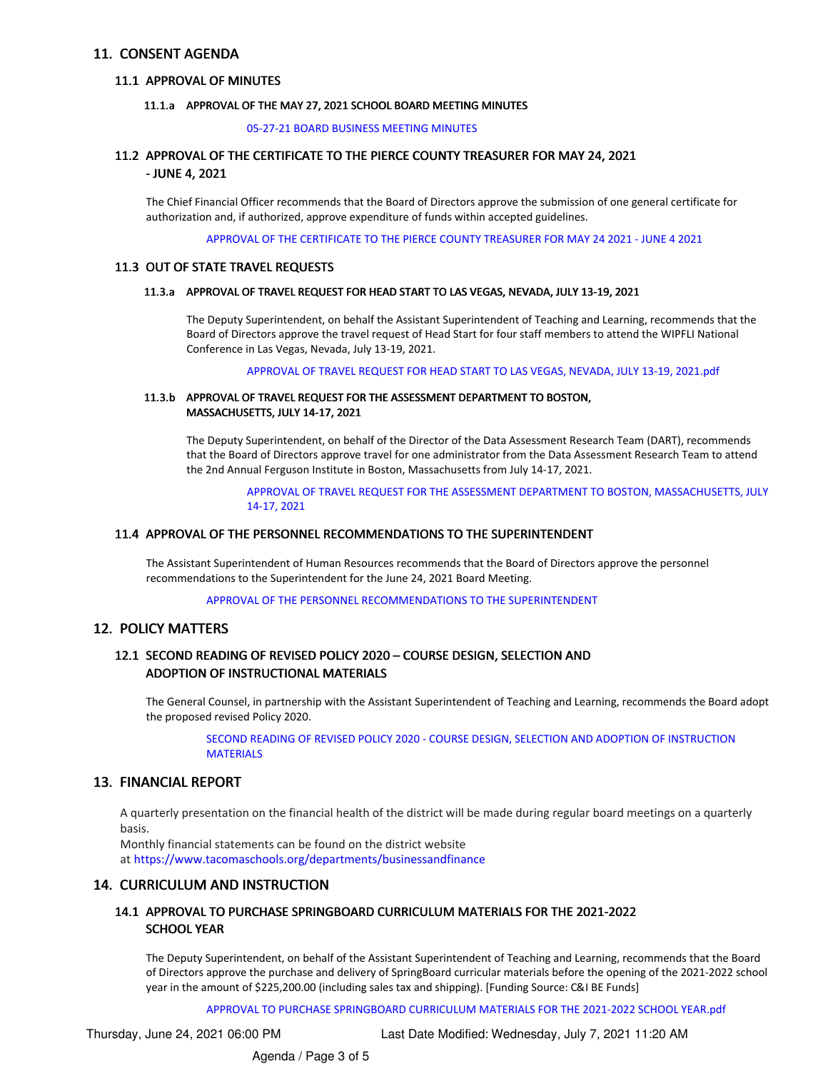## 11. CONSENT AGENDA

### 11.1 APPROVAL OF MINUTES

#### 11.1.a APPROVAL OF THE MAY 27, 2021 SCHOOL BOARD MEETING MINUTES

05-27-21 BOARD BUSINESS MEETING MINUTES

### 11.2 APPROVAL OF THE CERTIFICATE TO THE PIERCE COUNTY TREASURER FOR MAY 24, 2021 - JUNE 4, 2021

The Chief Financial Officer recommends that the Board of Directors approve the submission of one general certificate for authorization and, if authorized, approve expenditure of funds within accepted guidelines.

APPROVAL OF THE CERTIFICATE TO THE PIERCE COUNTY TREASURER FOR MAY 24 2021 - JUNE 4 2021

### 11.3 OUT OF STATE TRAVEL REQUESTS

#### 11.3.a APPROVAL OF TRAVEL REQUEST FOR HEAD START TO LAS VEGAS, NEVADA, JULY 13-19, 2021

The Deputy Superintendent, on behalf the Assistant Superintendent of Teaching and Learning, recommends that the Board of Directors approve the travel request of Head Start for four staff members to attend the WIPFLI National Conference in Las Vegas, Nevada, July 13-19, 2021.

APPROVAL OF TRAVEL REQUEST FOR HEAD START TO LAS VEGAS, NEVADA, JULY 13-19, 2021.pdf

#### 11.3.b APPROVAL OF TRAVEL REQUEST FOR THE ASSESSMENT DEPARTMENT TO BOSTON, MASSACHUSETTS, JULY 14-17, 2021

The Deputy Superintendent, on behalf of the Director of the Data Assessment Research Team (DART), recommends that the Board of Directors approve travel for one administrator from the Data Assessment Research Team to attend the 2nd Annual Ferguson Institute in Boston, Massachusetts from July 14-17, 2021.

APPROVAL OF TRAVEL REQUEST FOR THE ASSESSMENT DEPARTMENT TO BOSTON, MASSACHUSETTS, JULY 14-17, 2021

### 11.4 APPROVAL OF THE PERSONNEL RECOMMENDATIONS TO THE SUPERINTENDENT

The Assistant Superintendent of Human Resources recommends that the Board of Directors approve the personnel recommendations to the Superintendent for the June 24, 2021 Board Meeting.

APPROVAL OF THE PERSONNEL RECOMMENDATIONS TO THE SUPERINTENDENT

## 12. POLICY MATTERS

### 12.1 SECOND READING OF REVISED POLICY 2020 – COURSE DESIGN, SELECTION AND ADOPTION OF INSTRUCTIONAL MATERIALS

The General Counsel, in partnership with the Assistant Superintendent of Teaching and Learning, recommends the Board adopt the proposed revised Policy 2020.

SECOND READING OF REVISED POLICY 2020 - COURSE DESIGN, SELECTION AND ADOPTION OF INSTRUCTION MATERIALS

## 13. FINANCIAL REPORT

A quarterly presentation on the financial health of the district will be made during regular board meetings on a quarterly basis.
Monthly financial statements can be found on the district website at https://www.tacomaschools.org/departments/businessandfinance

## 14. CURRICULUM AND INSTRUCTION

### 14.1 APPROVAL TO PURCHASE SPRINGBOARD CURRICULUM MATERIALS FOR THE 2021-2022 SCHOOL YEAR

The Deputy Superintendent, on behalf of the Assistant Superintendent of Teaching and Learning, recommends that the Board of Directors approve the purchase and delivery of SpringBoard curricular materials before the opening of the 2021-2022 school year in the amount of $225,200.00 (including sales tax and shipping). [Funding Source: C&I BE Funds]

APPROVAL TO PURCHASE SPRINGBOARD CURRICULUM MATERIALS FOR THE 2021-2022 SCHOOL YEAR.pdf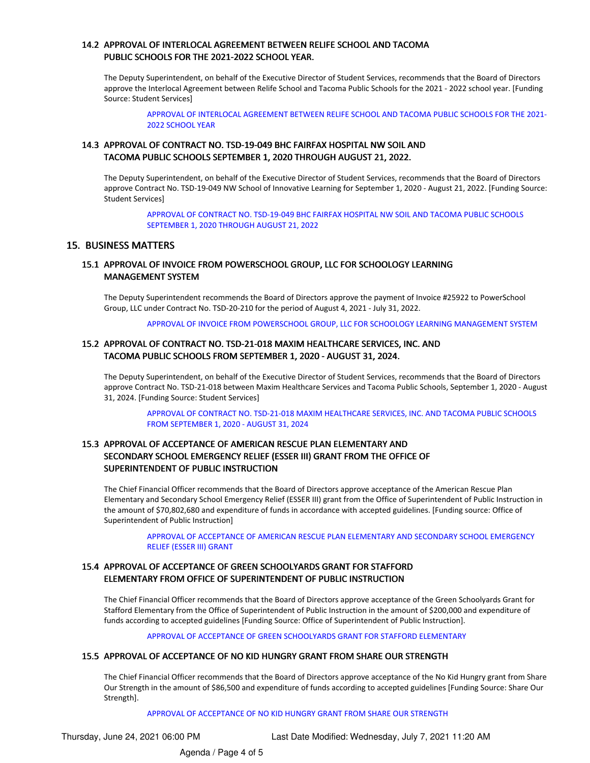### 14.2 APPROVAL OF INTERLOCAL AGREEMENT BETWEEN RELIFE SCHOOL AND TACOMA PUBLIC SCHOOLS FOR THE 2021-2022 SCHOOL YEAR.

The Deputy Superintendent, on behalf of the Executive Director of Student Services, recommends that the Board of Directors approve the Interlocal Agreement between Relife School and Tacoma Public Schools for the 2021 - 2022 school year. [Funding Source: Student Services]

APPROVAL OF INTERLOCAL AGREEMENT BETWEEN RELIFE SCHOOL AND TACOMA PUBLIC SCHOOLS FOR THE 2021-2022 SCHOOL YEAR

### 14.3 APPROVAL OF CONTRACT NO. TSD-19-049 BHC FAIRFAX HOSPITAL NW SOIL AND TACOMA PUBLIC SCHOOLS SEPTEMBER 1, 2020 THROUGH AUGUST 21, 2022.

The Deputy Superintendent, on behalf of the Executive Director of Student Services, recommends that the Board of Directors approve Contract No. TSD-19-049 NW School of Innovative Learning for September 1, 2020 - August 21, 2022. [Funding Source: Student Services]

APPROVAL OF CONTRACT NO. TSD-19-049 BHC FAIRFAX HOSPITAL NW SOIL AND TACOMA PUBLIC SCHOOLS SEPTEMBER 1, 2020 THROUGH AUGUST 21, 2022

## 15. BUSINESS MATTERS

### 15.1 APPROVAL OF INVOICE FROM POWERSCHOOL GROUP, LLC FOR SCHOOLOGY LEARNING MANAGEMENT SYSTEM

The Deputy Superintendent recommends the Board of Directors approve the payment of Invoice #25922 to PowerSchool Group, LLC under Contract No. TSD-20-210 for the period of August 4, 2021 - July 31, 2022.

APPROVAL OF INVOICE FROM POWERSCHOOL GROUP, LLC FOR SCHOOLOGY LEARNING MANAGEMENT SYSTEM

### 15.2 APPROVAL OF CONTRACT NO. TSD-21-018 MAXIM HEALTHCARE SERVICES, INC. AND TACOMA PUBLIC SCHOOLS FROM SEPTEMBER 1, 2020 - AUGUST 31, 2024.

The Deputy Superintendent, on behalf of the Executive Director of Student Services, recommends that the Board of Directors approve Contract No. TSD-21-018 between Maxim Healthcare Services and Tacoma Public Schools, September 1, 2020 - August 31, 2024. [Funding Source: Student Services]

APPROVAL OF CONTRACT NO. TSD-21-018 MAXIM HEALTHCARE SERVICES, INC. AND TACOMA PUBLIC SCHOOLS FROM SEPTEMBER 1, 2020 - AUGUST 31, 2024

### 15.3 APPROVAL OF ACCEPTANCE OF AMERICAN RESCUE PLAN ELEMENTARY AND SECONDARY SCHOOL EMERGENCY RELIEF (ESSER III) GRANT FROM THE OFFICE OF SUPERINTENDENT OF PUBLIC INSTRUCTION

The Chief Financial Officer recommends that the Board of Directors approve acceptance of the American Rescue Plan Elementary and Secondary School Emergency Relief (ESSER III) grant from the Office of Superintendent of Public Instruction in the amount of $70,802,680 and expenditure of funds in accordance with accepted guidelines. [Funding source: Office of Superintendent of Public Instruction]

APPROVAL OF ACCEPTANCE OF AMERICAN RESCUE PLAN ELEMENTARY AND SECONDARY SCHOOL EMERGENCY RELIEF (ESSER III) GRANT

### 15.4 APPROVAL OF ACCEPTANCE OF GREEN SCHOOLYARDS GRANT FOR STAFFORD ELEMENTARY FROM OFFICE OF SUPERINTENDENT OF PUBLIC INSTRUCTION

The Chief Financial Officer recommends that the Board of Directors approve acceptance of the Green Schoolyards Grant for Stafford Elementary from the Office of Superintendent of Public Instruction in the amount of $200,000 and expenditure of funds according to accepted guidelines [Funding Source: Office of Superintendent of Public Instruction].

APPROVAL OF ACCEPTANCE OF GREEN SCHOOLYARDS GRANT FOR STAFFORD ELEMENTARY

### 15.5 APPROVAL OF ACCEPTANCE OF NO KID HUNGRY GRANT FROM SHARE OUR STRENGTH

The Chief Financial Officer recommends that the Board of Directors approve acceptance of the No Kid Hungry grant from Share Our Strength in the amount of $86,500 and expenditure of funds according to accepted guidelines [Funding Source: Share Our Strength].

APPROVAL OF ACCEPTANCE OF NO KID HUNGRY GRANT FROM SHARE OUR STRENGTH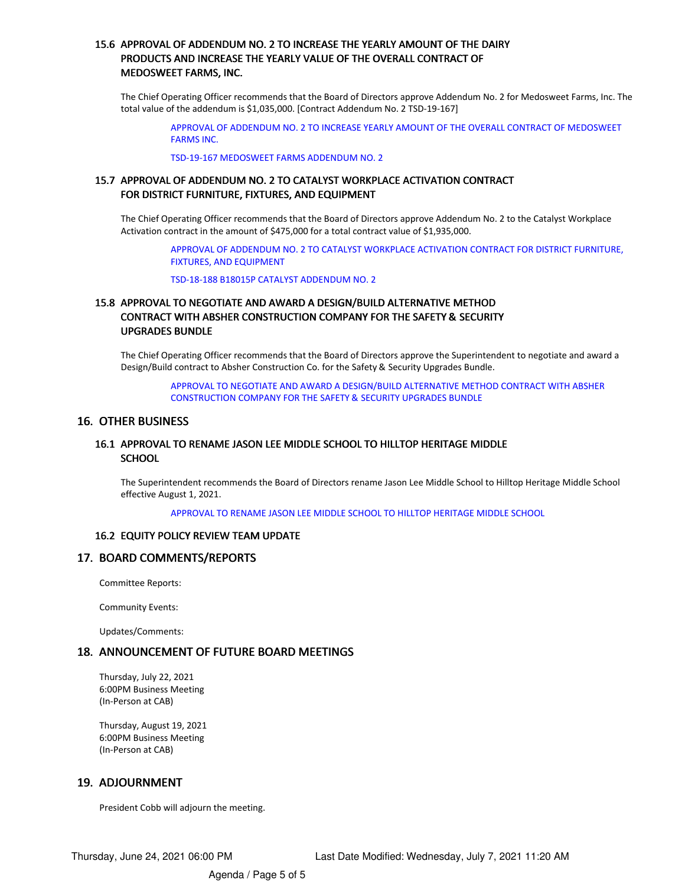### 15.6 APPROVAL OF ADDENDUM NO. 2 TO INCREASE THE YEARLY AMOUNT OF THE DAIRY PRODUCTS AND INCREASE THE YEARLY VALUE OF THE OVERALL CONTRACT OF MEDOSWEET FARMS, INC.

The Chief Operating Officer recommends that the Board of Directors approve Addendum No. 2 for Medosweet Farms, Inc. The total value of the addendum is $1,035,000. [Contract Addendum No. 2 TSD-19-167]

APPROVAL OF ADDENDUM NO. 2 TO INCREASE YEARLY AMOUNT OF THE OVERALL CONTRACT OF MEDOSWEET FARMS INC.

TSD-19-167 MEDOSWEET FARMS ADDENDUM NO. 2

### 15.7 APPROVAL OF ADDENDUM NO. 2 TO CATALYST WORKPLACE ACTIVATION CONTRACT FOR DISTRICT FURNITURE, FIXTURES, AND EQUIPMENT

The Chief Operating Officer recommends that the Board of Directors approve Addendum No. 2 to the Catalyst Workplace Activation contract in the amount of $475,000 for a total contract value of $1,935,000.

APPROVAL OF ADDENDUM NO. 2 TO CATALYST WORKPLACE ACTIVATION CONTRACT FOR DISTRICT FURNITURE, FIXTURES, AND EQUIPMENT

TSD-18-188 B18015P CATALYST ADDENDUM NO. 2

### 15.8 APPROVAL TO NEGOTIATE AND AWARD A DESIGN/BUILD ALTERNATIVE METHOD CONTRACT WITH ABSHER CONSTRUCTION COMPANY FOR THE SAFETY & SECURITY UPGRADES BUNDLE

The Chief Operating Officer recommends that the Board of Directors approve the Superintendent to negotiate and award a Design/Build contract to Absher Construction Co. for the Safety & Security Upgrades Bundle.

APPROVAL TO NEGOTIATE AND AWARD A DESIGN/BUILD ALTERNATIVE METHOD CONTRACT WITH ABSHER CONSTRUCTION COMPANY FOR THE SAFETY & SECURITY UPGRADES BUNDLE

## 16. OTHER BUSINESS

### 16.1 APPROVAL TO RENAME JASON LEE MIDDLE SCHOOL TO HILLTOP HERITAGE MIDDLE SCHOOL

The Superintendent recommends the Board of Directors rename Jason Lee Middle School to Hilltop Heritage Middle School effective August 1, 2021.

APPROVAL TO RENAME JASON LEE MIDDLE SCHOOL TO HILLTOP HERITAGE MIDDLE SCHOOL

### 16.2 EQUITY POLICY REVIEW TEAM UPDATE

## 17. BOARD COMMENTS/REPORTS

Committee Reports:

Community Events:

Updates/Comments:

## 18. ANNOUNCEMENT OF FUTURE BOARD MEETINGS

Thursday, July 22, 2021
6:00PM Business Meeting
(In-Person at CAB)

Thursday, August 19, 2021
6:00PM Business Meeting
(In-Person at CAB)

## 19. ADJOURNMENT

President Cobb will adjourn the meeting.